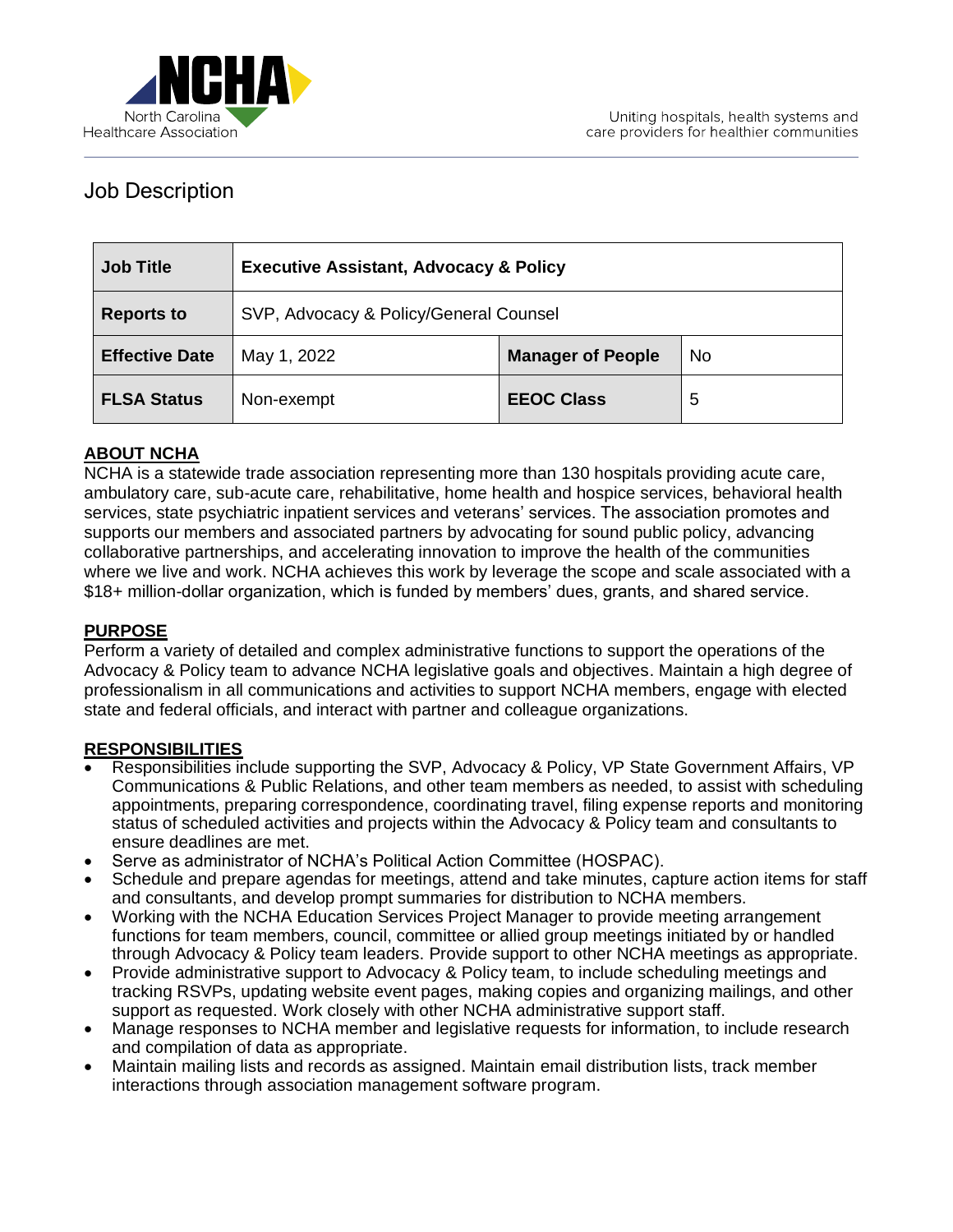# Job Description

| Job Title | **Executive Assistant, Advocacy & Policy** | | |
|---|---|---|---|
| **Reports to** | SVP, Advocacy & Policy/General Counsel | | |
| **Effective Date** | May 1, 2022 | **Manager of People** | No |
| **FLSA Status** | Non-exempt | **EEOC Class** | 5 |

## ABOUT NCHA

NCHA is a statewide trade association representing more than 130 hospitals providing acute care, ambulatory care, sub-acute care, rehabilitative, home health and hospice services, behavioral health services, state psychiatric inpatient services and veterans' services. The association promotes and supports our members and associated partners by advocating for sound public policy, advancing collaborative partnerships, and accelerating innovation to improve the health of the communities where we live and work. NCHA achieves this work by leverage the scope and scale associated with a $18+ million-dollar organization, which is funded by members' dues, grants, and shared service.

## PURPOSE

Perform a variety of detailed and complex administrative functions to support the operations of the Advocacy & Policy team to advance NCHA legislative goals and objectives. Maintain a high degree of professionalism in all communications and activities to support NCHA members, engage with elected state and federal officials, and interact with partner and colleague organizations.

## RESPONSIBILITIES

- Responsibilities include supporting the SVP, Advocacy & Policy, VP State Government Affairs, VP Communications & Public Relations, and other team members as needed, to assist with scheduling appointments, preparing correspondence, coordinating travel, filing expense reports and monitoring status of scheduled activities and projects within the Advocacy & Policy team and consultants to ensure deadlines are met.
- Serve as administrator of NCHA's Political Action Committee (HOSPAC).
- Schedule and prepare agendas for meetings, attend and take minutes, capture action items for staff and consultants, and develop prompt summaries for distribution to NCHA members.
- Working with the NCHA Education Services Project Manager to provide meeting arrangement functions for team members, council, committee or allied group meetings initiated by or handled through Advocacy & Policy team leaders. Provide support to other NCHA meetings as appropriate.
- Provide administrative support to Advocacy & Policy team, to include scheduling meetings and tracking RSVPs, updating website event pages, making copies and organizing mailings, and other support as requested. Work closely with other NCHA administrative support staff.
- Manage responses to NCHA member and legislative requests for information, to include research and compilation of data as appropriate.
- Maintain mailing lists and records as assigned. Maintain email distribution lists, track member interactions through association management software program.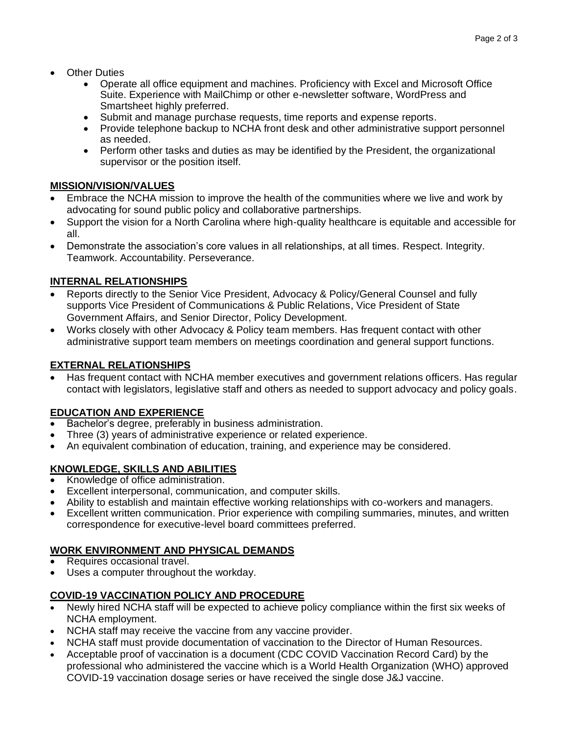- Other Duties
  - Operate all office equipment and machines. Proficiency with Excel and Microsoft Office Suite. Experience with MailChimp or other e-newsletter software, WordPress and Smartsheet highly preferred.
  - Submit and manage purchase requests, time reports and expense reports.
  - Provide telephone backup to NCHA front desk and other administrative support personnel as needed.
  - Perform other tasks and duties as may be identified by the President, the organizational supervisor or the position itself.

## MISSION/VISION/VALUES

- Embrace the NCHA mission to improve the health of the communities where we live and work by advocating for sound public policy and collaborative partnerships.
- Support the vision for a North Carolina where high-quality healthcare is equitable and accessible for all.
- Demonstrate the association's core values in all relationships, at all times. Respect. Integrity. Teamwork. Accountability. Perseverance.

## INTERNAL RELATIONSHIPS

- Reports directly to the Senior Vice President, Advocacy & Policy/General Counsel and fully supports Vice President of Communications & Public Relations, Vice President of State Government Affairs, and Senior Director, Policy Development.
- Works closely with other Advocacy & Policy team members. Has frequent contact with other administrative support team members on meetings coordination and general support functions.

## EXTERNAL RELATIONSHIPS

- Has frequent contact with NCHA member executives and government relations officers. Has regular contact with legislators, legislative staff and others as needed to support advocacy and policy goals.

## EDUCATION AND EXPERIENCE

- Bachelor's degree, preferably in business administration.
- Three (3) years of administrative experience or related experience.
- An equivalent combination of education, training, and experience may be considered.

## KNOWLEDGE, SKILLS AND ABILITIES

- Knowledge of office administration.
- Excellent interpersonal, communication, and computer skills.
- Ability to establish and maintain effective working relationships with co-workers and managers.
- Excellent written communication. Prior experience with compiling summaries, minutes, and written correspondence for executive-level board committees preferred.

## WORK ENVIRONMENT AND PHYSICAL DEMANDS

- Requires occasional travel.
- Uses a computer throughout the workday.

## COVID-19 VACCINATION POLICY AND PROCEDURE

- Newly hired NCHA staff will be expected to achieve policy compliance within the first six weeks of NCHA employment.
- NCHA staff may receive the vaccine from any vaccine provider.
- NCHA staff must provide documentation of vaccination to the Director of Human Resources.
- Acceptable proof of vaccination is a document (CDC COVID Vaccination Record Card) by the professional who administered the vaccine which is a World Health Organization (WHO) approved COVID-19 vaccination dosage series or have received the single dose J&J vaccine.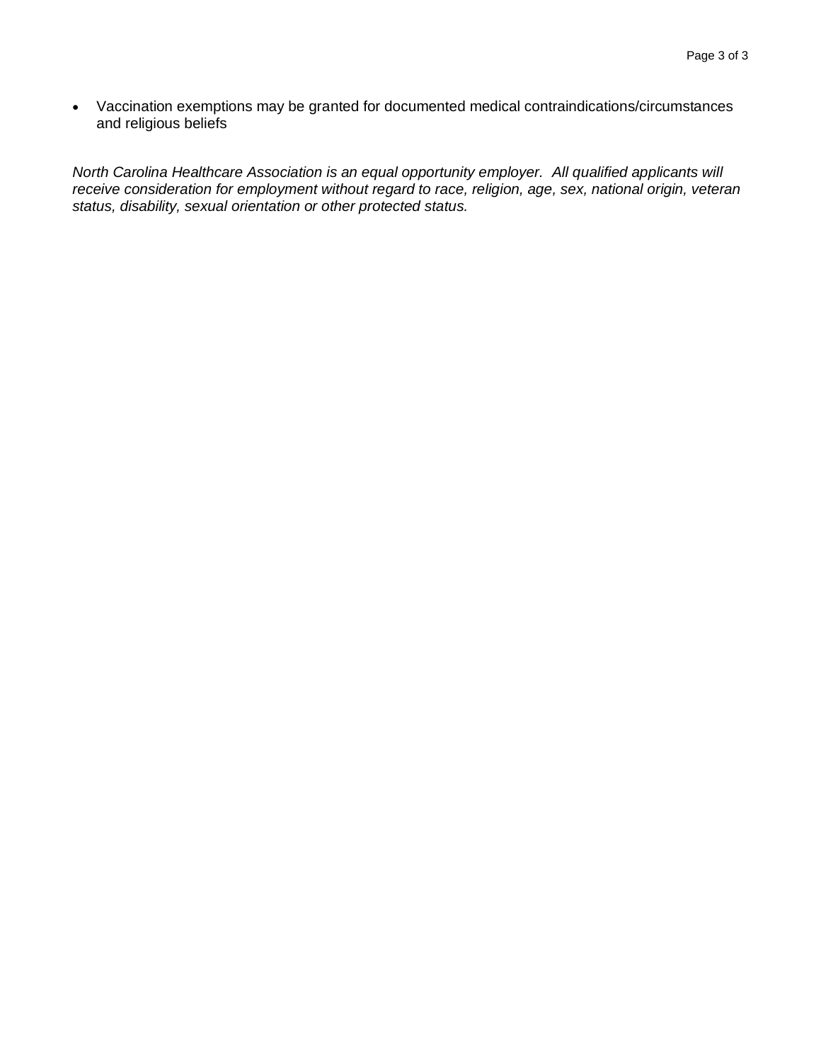- Vaccination exemptions may be granted for documented medical contraindications/circumstances and religious beliefs

*North Carolina Healthcare Association is an equal opportunity employer. All qualified applicants will receive consideration for employment without regard to race, religion, age, sex, national origin, veteran status, disability, sexual orientation or other protected status.*